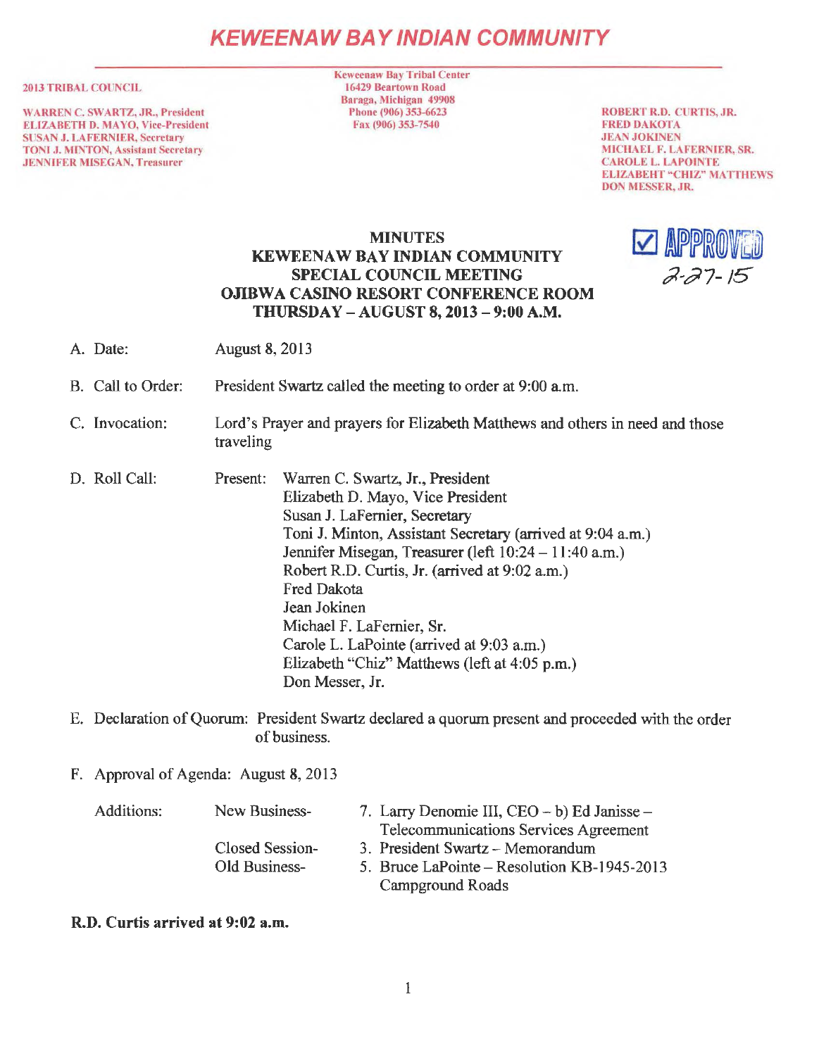# KEWEENAW BAY INDIAN COMMUNITY

**2013 TRIBAL COUNCIL**

WARREN C. SWARTZ, JR., President
ELIZABETH D. MAYO, Vice-President
SUSAN J. LAFERNIER, Secretary
TONI J. MINTON, Assistant Secretary
JENNIFER MISEGAN, Treasurer

Keweenaw Bay Tribal Center
16429 Beartown Road
Baraga, Michigan 49908
Phone (906) 353-6623
Fax (906) 353-7540

ROBERT R.D. CURTIS, JR.
FRED DAKOTA
JEAN JOKINEN
MICHAEL F. LAFERNIER, SR.
CAROLE L. LAPOINTE
ELIZABEHT "CHIZ" MATTHEWS
DON MESSER, JR.

☑ APPROVED
2-27-15

**MINUTES**
**KEWEENAW BAY INDIAN COMMUNITY**
**SPECIAL COUNCIL MEETING**
**OJIBWA CASINO RESORT CONFERENCE ROOM**
**THURSDAY – AUGUST 8, 2013 – 9:00 A.M.**

A. Date: August 8, 2013

B. Call to Order: President Swartz called the meeting to order at 9:00 a.m.

C. Invocation: Lord's Prayer and prayers for Elizabeth Matthews and others in need and those traveling

D. Roll Call: Present:
- Warren C. Swartz, Jr., President
- Elizabeth D. Mayo, Vice President
- Susan J. LaFernier, Secretary
- Toni J. Minton, Assistant Secretary (arrived at 9:04 a.m.)
- Jennifer Misegan, Treasurer (left 10:24 – 11:40 a.m.)
- Robert R.D. Curtis, Jr. (arrived at 9:02 a.m.)
- Fred Dakota
- Jean Jokinen
- Michael F. LaFernier, Sr.
- Carole L. LaPointe (arrived at 9:03 a.m.)
- Elizabeth "Chiz" Matthews (left at 4:05 p.m.)
- Don Messer, Jr.

E. Declaration of Quorum: President Swartz declared a quorum present and proceeded with the order of business.

F. Approval of Agenda: August 8, 2013

Additions:
- New Business- 7. Larry Denomie III, CEO – b) Ed Janisse – Telecommunications Services Agreement
- Closed Session- 3. President Swartz – Memorandum
- Old Business- 5. Bruce LaPointe – Resolution KB-1945-2013 Campground Roads

**R.D. Curtis arrived at 9:02 a.m.**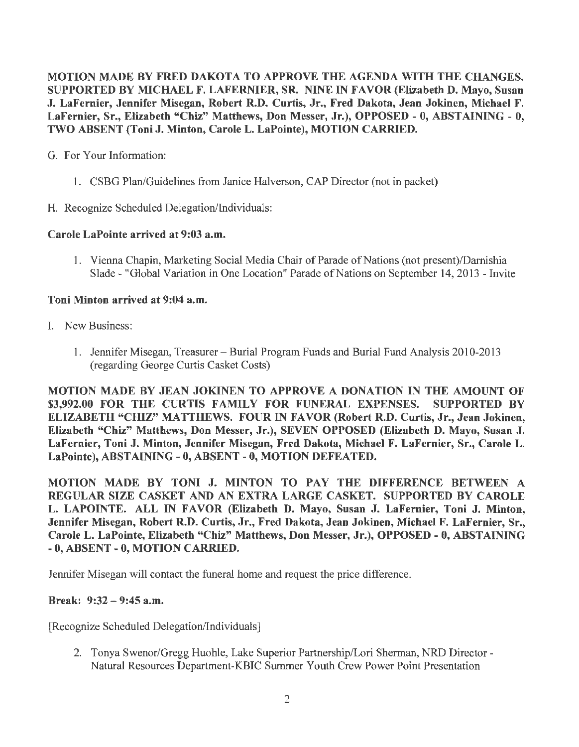**MOTION MADE BY FRED DAKOTA TO APPROVE THE AGENDA WITH THE CHANGES. SUPPORTED BY MICHAEL F. LAFERNIER, SR. NINE IN FAVOR (Elizabeth D. Mayo, Susan J. LaFernier, Jennifer Misegan, Robert R.D. Curtis, Jr., Fred Dakota, Jean Jokinen, Michael F. LaFernier, Sr., Elizabeth "Chiz" Matthews, Don Messer, Jr.), OPPOSED - 0, ABSTAINING - 0, TWO ABSENT (Toni J. Minton, Carole L. LaPointe), MOTION CARRIED.**

G. For Your Information:

1. CSBG Plan/Guidelines from Janice Halverson, CAP Director (not in packet)

H. Recognize Scheduled Delegation/Individuals:

**Carole LaPointe arrived at 9:03 a.m.**

1. Vienna Chapin, Marketing Social Media Chair of Parade of Nations (not present)/Darnishia Slade - "Global Variation in One Location" Parade of Nations on September 14, 2013 - Invite

**Toni Minton arrived at 9:04 a.m.**

I. New Business:

1. Jennifer Misegan, Treasurer – Burial Program Funds and Burial Fund Analysis 2010-2013 (regarding George Curtis Casket Costs)

**MOTION MADE BY JEAN JOKINEN TO APPROVE A DONATION IN THE AMOUNT OF $3,992.00 FOR THE CURTIS FAMILY FOR FUNERAL EXPENSES. SUPPORTED BY ELIZABETH "CHIZ" MATTHEWS. FOUR IN FAVOR (Robert R.D. Curtis, Jr., Jean Jokinen, Elizabeth "Chiz" Matthews, Don Messer, Jr.), SEVEN OPPOSED (Elizabeth D. Mayo, Susan J. LaFernier, Toni J. Minton, Jennifer Misegan, Fred Dakota, Michael F. LaFernier, Sr., Carole L. LaPointe), ABSTAINING - 0, ABSENT - 0, MOTION DEFEATED.**

**MOTION MADE BY TONI J. MINTON TO PAY THE DIFFERENCE BETWEEN A REGULAR SIZE CASKET AND AN EXTRA LARGE CASKET. SUPPORTED BY CAROLE L. LAPOINTE. ALL IN FAVOR (Elizabeth D. Mayo, Susan J. LaFernier, Toni J. Minton, Jennifer Misegan, Robert R.D. Curtis, Jr., Fred Dakota, Jean Jokinen, Michael F. LaFernier, Sr., Carole L. LaPointe, Elizabeth "Chiz" Matthews, Don Messer, Jr.), OPPOSED - 0, ABSTAINING - 0, ABSENT - 0, MOTION CARRIED.**

Jennifer Misegan will contact the funeral home and request the price difference.

**Break: 9:32 – 9:45 a.m.**

[Recognize Scheduled Delegation/Individuals]

2. Tonya Swenor/Gregg Huohle, Lake Superior Partnership/Lori Sherman, NRD Director - Natural Resources Department-KBIC Summer Youth Crew Power Point Presentation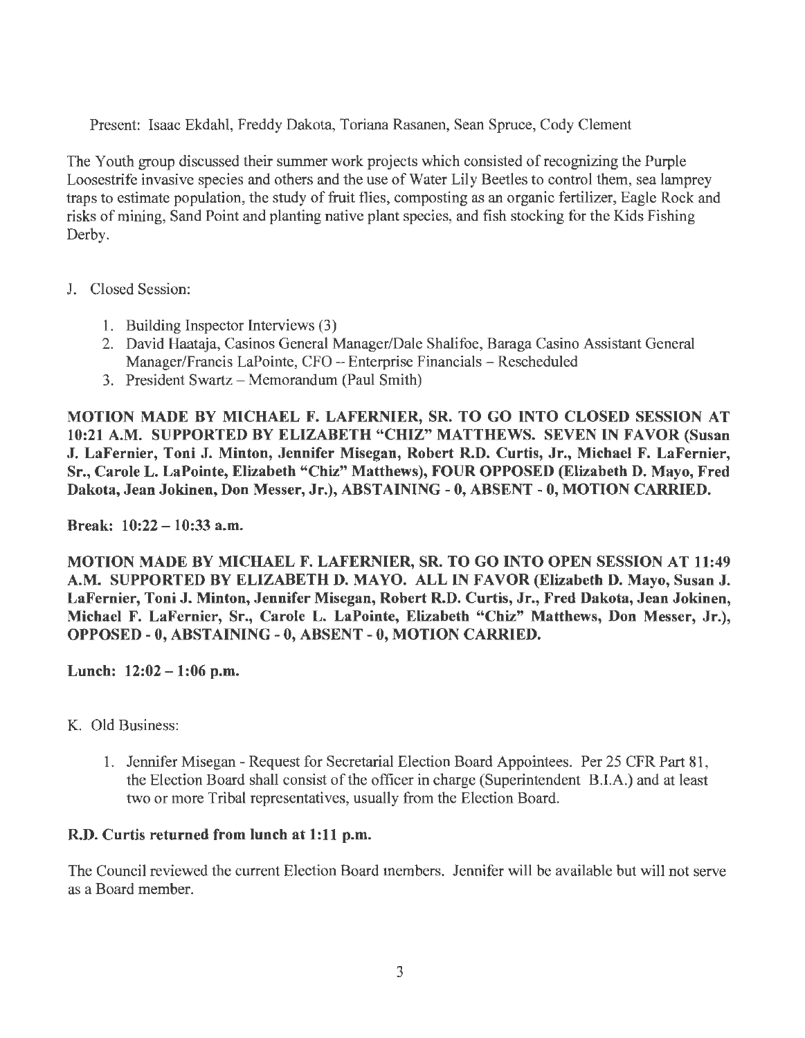Present: Isaac Ekdahl, Freddy Dakota, Toriana Rasanen, Sean Spruce, Cody Clement

The Youth group discussed their summer work projects which consisted of recognizing the Purple Loosestrife invasive species and others and the use of Water Lily Beetles to control them, sea lamprey traps to estimate population, the study of fruit flies, composting as an organic fertilizer, Eagle Rock and risks of mining, Sand Point and planting native plant species, and fish stocking for the Kids Fishing Derby.

J. Closed Session:

1. Building Inspector Interviews (3)
2. David Haataja, Casinos General Manager/Dale Shalifoe, Baraga Casino Assistant General Manager/Francis LaPointe, CFO -- Enterprise Financials – Rescheduled
3. President Swartz – Memorandum (Paul Smith)

**MOTION MADE BY MICHAEL F. LAFERNIER, SR. TO GO INTO CLOSED SESSION AT 10:21 A.M. SUPPORTED BY ELIZABETH "CHIZ" MATTHEWS. SEVEN IN FAVOR (Susan J. LaFernier, Toni J. Minton, Jennifer Misegan, Robert R.D. Curtis, Jr., Michael F. LaFernier, Sr., Carole L. LaPointe, Elizabeth "Chiz" Matthews), FOUR OPPOSED (Elizabeth D. Mayo, Fred Dakota, Jean Jokinen, Don Messer, Jr.), ABSTAINING - 0, ABSENT - 0, MOTION CARRIED.**

**Break: 10:22 – 10:33 a.m.**

**MOTION MADE BY MICHAEL F. LAFERNIER, SR. TO GO INTO OPEN SESSION AT 11:49 A.M. SUPPORTED BY ELIZABETH D. MAYO. ALL IN FAVOR (Elizabeth D. Mayo, Susan J. LaFernier, Toni J. Minton, Jennifer Misegan, Robert R.D. Curtis, Jr., Fred Dakota, Jean Jokinen, Michael F. LaFernier, Sr., Carole L. LaPointe, Elizabeth "Chiz" Matthews, Don Messer, Jr.), OPPOSED - 0, ABSTAINING - 0, ABSENT - 0, MOTION CARRIED.**

**Lunch: 12:02 – 1:06 p.m.**

K. Old Business:

1. Jennifer Misegan - Request for Secretarial Election Board Appointees. Per 25 CFR Part 81, the Election Board shall consist of the officer in charge (Superintendent B.I.A.) and at least two or more Tribal representatives, usually from the Election Board.

**R.D. Curtis returned from lunch at 1:11 p.m.**

The Council reviewed the current Election Board members. Jennifer will be available but will not serve as a Board member.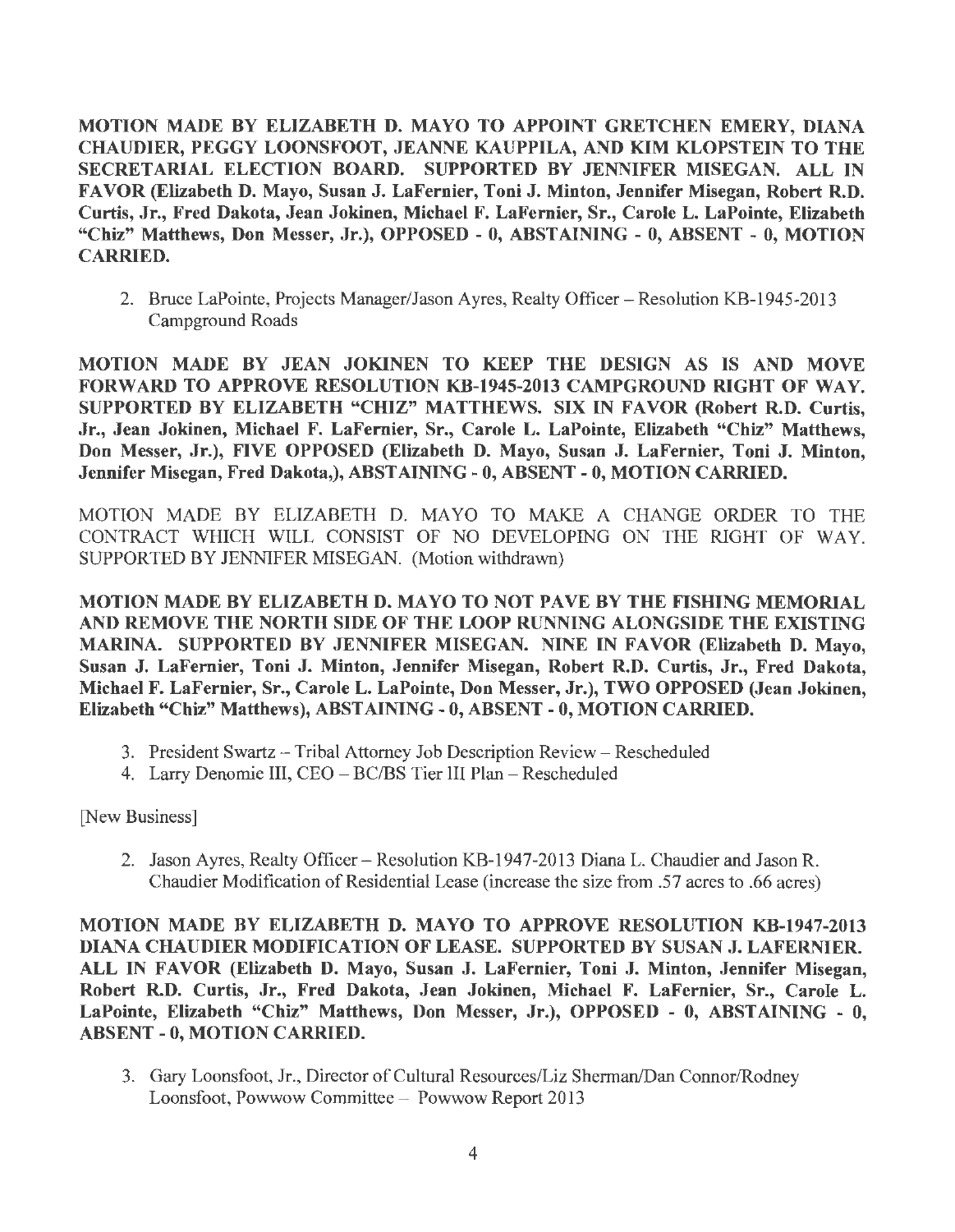**MOTION MADE BY ELIZABETH D. MAYO TO APPOINT GRETCHEN EMERY, DIANA CHAUDIER, PEGGY LOONSFOOT, JEANNE KAUPPILA, AND KIM KLOPSTEIN TO THE SECRETARIAL ELECTION BOARD. SUPPORTED BY JENNIFER MISEGAN. ALL IN FAVOR (Elizabeth D. Mayo, Susan J. LaFernier, Toni J. Minton, Jennifer Misegan, Robert R.D. Curtis, Jr., Fred Dakota, Jean Jokinen, Michael F. LaFernier, Sr., Carole L. LaPointe, Elizabeth "Chiz" Matthews, Don Messer, Jr.), OPPOSED - 0, ABSTAINING - 0, ABSENT - 0, MOTION CARRIED.**

2. Bruce LaPointe, Projects Manager/Jason Ayres, Realty Officer – Resolution KB-1945-2013 Campground Roads

**MOTION MADE BY JEAN JOKINEN TO KEEP THE DESIGN AS IS AND MOVE FORWARD TO APPROVE RESOLUTION KB-1945-2013 CAMPGROUND RIGHT OF WAY. SUPPORTED BY ELIZABETH "CHIZ" MATTHEWS. SIX IN FAVOR (Robert R.D. Curtis, Jr., Jean Jokinen, Michael F. LaFernier, Sr., Carole L. LaPointe, Elizabeth "Chiz" Matthews, Don Messer, Jr.), FIVE OPPOSED (Elizabeth D. Mayo, Susan J. LaFernier, Toni J. Minton, Jennifer Misegan, Fred Dakota,), ABSTAINING - 0, ABSENT - 0, MOTION CARRIED.**

MOTION MADE BY ELIZABETH D. MAYO TO MAKE A CHANGE ORDER TO THE CONTRACT WHICH WILL CONSIST OF NO DEVELOPING ON THE RIGHT OF WAY. SUPPORTED BY JENNIFER MISEGAN. (Motion withdrawn)

**MOTION MADE BY ELIZABETH D. MAYO TO NOT PAVE BY THE FISHING MEMORIAL AND REMOVE THE NORTH SIDE OF THE LOOP RUNNING ALONGSIDE THE EXISTING MARINA. SUPPORTED BY JENNIFER MISEGAN. NINE IN FAVOR (Elizabeth D. Mayo, Susan J. LaFernier, Toni J. Minton, Jennifer Misegan, Robert R.D. Curtis, Jr., Fred Dakota, Michael F. LaFernier, Sr., Carole L. LaPointe, Don Messer, Jr.), TWO OPPOSED (Jean Jokinen, Elizabeth "Chiz" Matthews), ABSTAINING - 0, ABSENT - 0, MOTION CARRIED.**

3. President Swartz – Tribal Attorney Job Description Review – Rescheduled
4. Larry Denomie III, CEO – BC/BS Tier III Plan – Rescheduled

[New Business]

2. Jason Ayres, Realty Officer – Resolution KB-1947-2013 Diana L. Chaudier and Jason R. Chaudier Modification of Residential Lease (increase the size from .57 acres to .66 acres)

**MOTION MADE BY ELIZABETH D. MAYO TO APPROVE RESOLUTION KB-1947-2013 DIANA CHAUDIER MODIFICATION OF LEASE. SUPPORTED BY SUSAN J. LAFERNIER. ALL IN FAVOR (Elizabeth D. Mayo, Susan J. LaFernier, Toni J. Minton, Jennifer Misegan, Robert R.D. Curtis, Jr., Fred Dakota, Jean Jokinen, Michael F. LaFernier, Sr., Carole L. LaPointe, Elizabeth "Chiz" Matthews, Don Messer, Jr.), OPPOSED - 0, ABSTAINING - 0, ABSENT - 0, MOTION CARRIED.**

3. Gary Loonsfoot, Jr., Director of Cultural Resources/Liz Sherman/Dan Connor/Rodney Loonsfoot, Powwow Committee – Powwow Report 2013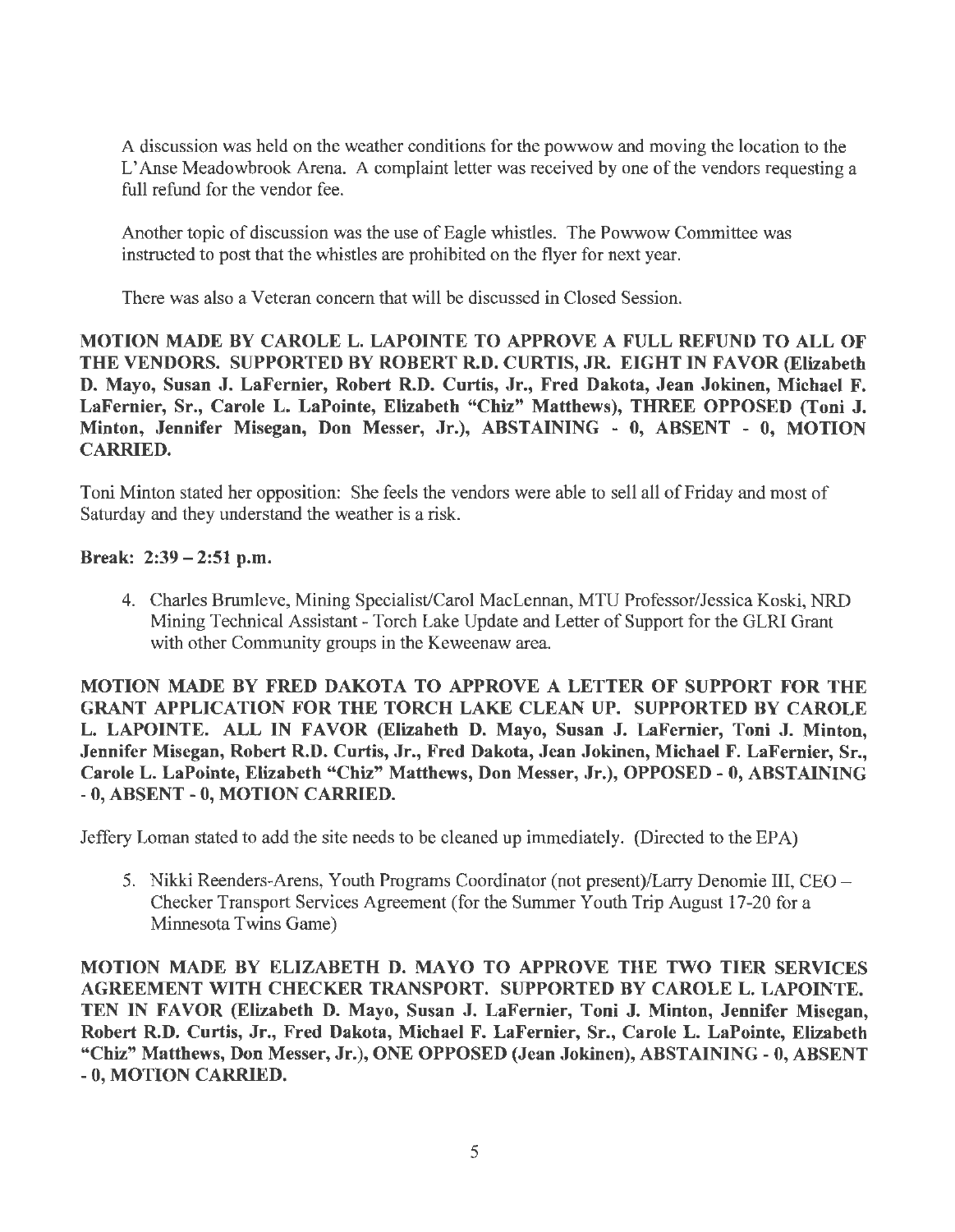A discussion was held on the weather conditions for the powwow and moving the location to the L'Anse Meadowbrook Arena. A complaint letter was received by one of the vendors requesting a full refund for the vendor fee.

Another topic of discussion was the use of Eagle whistles. The Powwow Committee was instructed to post that the whistles are prohibited on the flyer for next year.

There was also a Veteran concern that will be discussed in Closed Session.

**MOTION MADE BY CAROLE L. LAPOINTE TO APPROVE A FULL REFUND TO ALL OF THE VENDORS. SUPPORTED BY ROBERT R.D. CURTIS, JR. EIGHT IN FAVOR (Elizabeth D. Mayo, Susan J. LaFernier, Robert R.D. Curtis, Jr., Fred Dakota, Jean Jokinen, Michael F. LaFernier, Sr., Carole L. LaPointe, Elizabeth "Chiz" Matthews), THREE OPPOSED (Toni J. Minton, Jennifer Misegan, Don Messer, Jr.), ABSTAINING - 0, ABSENT - 0, MOTION CARRIED.**

Toni Minton stated her opposition: She feels the vendors were able to sell all of Friday and most of Saturday and they understand the weather is a risk.

**Break: 2:39 – 2:51 p.m.**

4. Charles Brumleve, Mining Specialist/Carol MacLennan, MTU Professor/Jessica Koski, NRD Mining Technical Assistant - Torch Lake Update and Letter of Support for the GLRI Grant with other Community groups in the Keweenaw area.

**MOTION MADE BY FRED DAKOTA TO APPROVE A LETTER OF SUPPORT FOR THE GRANT APPLICATION FOR THE TORCH LAKE CLEAN UP. SUPPORTED BY CAROLE L. LAPOINTE. ALL IN FAVOR (Elizabeth D. Mayo, Susan J. LaFernier, Toni J. Minton, Jennifer Misegan, Robert R.D. Curtis, Jr., Fred Dakota, Jean Jokinen, Michael F. LaFernier, Sr., Carole L. LaPointe, Elizabeth "Chiz" Matthews, Don Messer, Jr.), OPPOSED - 0, ABSTAINING - 0, ABSENT - 0, MOTION CARRIED.**

Jeffery Loman stated to add the site needs to be cleaned up immediately. (Directed to the EPA)

5. Nikki Reenders-Arens, Youth Programs Coordinator (not present)/Larry Denomie III, CEO – Checker Transport Services Agreement (for the Summer Youth Trip August 17-20 for a Minnesota Twins Game)

**MOTION MADE BY ELIZABETH D. MAYO TO APPROVE THE TWO TIER SERVICES AGREEMENT WITH CHECKER TRANSPORT. SUPPORTED BY CAROLE L. LAPOINTE. TEN IN FAVOR (Elizabeth D. Mayo, Susan J. LaFernier, Toni J. Minton, Jennifer Misegan, Robert R.D. Curtis, Jr., Fred Dakota, Michael F. LaFernier, Sr., Carole L. LaPointe, Elizabeth "Chiz" Matthews, Don Messer, Jr.), ONE OPPOSED (Jean Jokinen), ABSTAINING - 0, ABSENT - 0, MOTION CARRIED.**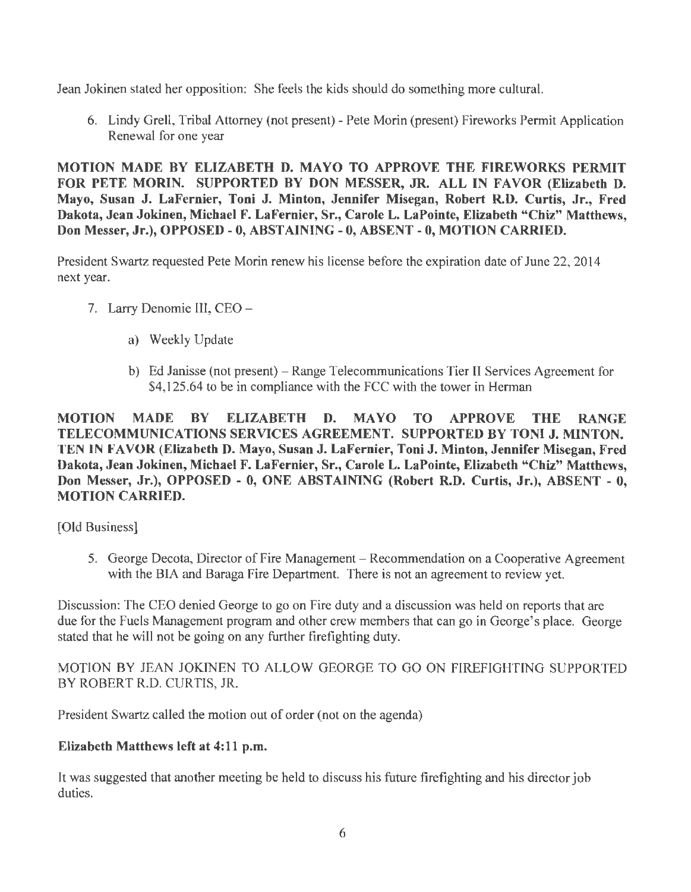Jean Jokinen stated her opposition: She feels the kids should do something more cultural.

6. Lindy Grell, Tribal Attorney (not present) - Pete Morin (present) Fireworks Permit Application Renewal for one year

**MOTION MADE BY ELIZABETH D. MAYO TO APPROVE THE FIREWORKS PERMIT FOR PETE MORIN. SUPPORTED BY DON MESSER, JR. ALL IN FAVOR (Elizabeth D. Mayo, Susan J. LaFernier, Toni J. Minton, Jennifer Misegan, Robert R.D. Curtis, Jr., Fred Dakota, Jean Jokinen, Michael F. LaFernier, Sr., Carole L. LaPointe, Elizabeth "Chiz" Matthews, Don Messer, Jr.), OPPOSED - 0, ABSTAINING - 0, ABSENT - 0, MOTION CARRIED.**

President Swartz requested Pete Morin renew his license before the expiration date of June 22, 2014 next year.

7. Larry Denomie III, CEO –
   a) Weekly Update
   b) Ed Janisse (not present) – Range Telecommunications Tier II Services Agreement for $4,125.64 to be in compliance with the FCC with the tower in Herman

**MOTION MADE BY ELIZABETH D. MAYO TO APPROVE THE RANGE TELECOMMUNICATIONS SERVICES AGREEMENT. SUPPORTED BY TONI J. MINTON. TEN IN FAVOR (Elizabeth D. Mayo, Susan J. LaFernier, Toni J. Minton, Jennifer Misegan, Fred Dakota, Jean Jokinen, Michael F. LaFernier, Sr., Carole L. LaPointe, Elizabeth "Chiz" Matthews, Don Messer, Jr.), OPPOSED - 0, ONE ABSTAINING (Robert R.D. Curtis, Jr.), ABSENT - 0, MOTION CARRIED.**

[Old Business]

5. George Decota, Director of Fire Management – Recommendation on a Cooperative Agreement with the BIA and Baraga Fire Department. There is not an agreement to review yet.

Discussion: The CEO denied George to go on Fire duty and a discussion was held on reports that are due for the Fuels Management program and other crew members that can go in George's place. George stated that he will not be going on any further firefighting duty.

MOTION BY JEAN JOKINEN TO ALLOW GEORGE TO GO ON FIREFIGHTING SUPPORTED BY ROBERT R.D. CURTIS, JR.

President Swartz called the motion out of order (not on the agenda)

**Elizabeth Matthews left at 4:11 p.m.**

It was suggested that another meeting be held to discuss his future firefighting and his director job duties.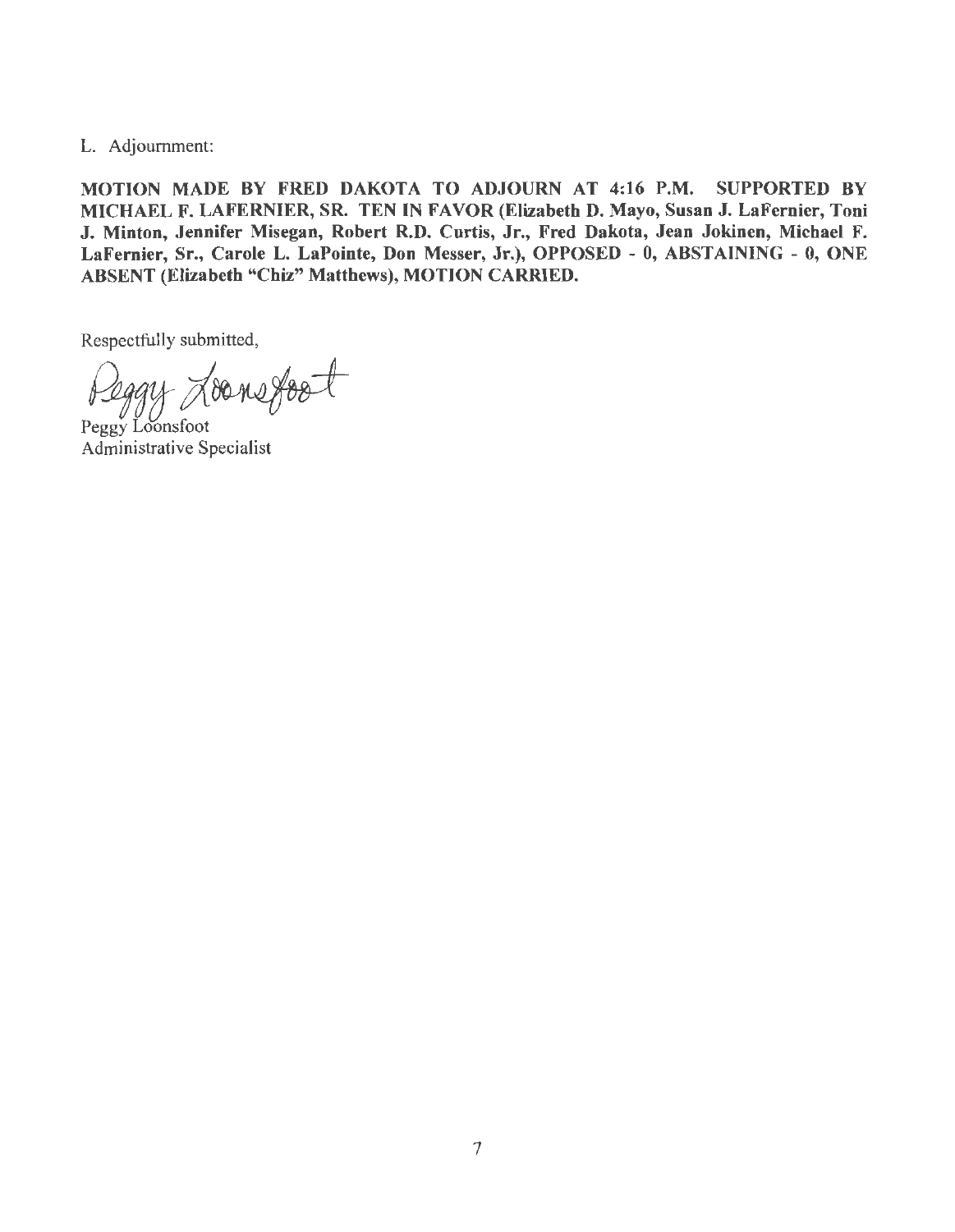L. Adjournment:

**MOTION MADE BY FRED DAKOTA TO ADJOURN AT 4:16 P.M. SUPPORTED BY MICHAEL F. LAFERNIER, SR. TEN IN FAVOR (Elizabeth D. Mayo, Susan J. LaFernier, Toni J. Minton, Jennifer Misegan, Robert R.D. Curtis, Jr., Fred Dakota, Jean Jokinen, Michael F. LaFernier, Sr., Carole L. LaPointe, Don Messer, Jr.), OPPOSED - 0, ABSTAINING - 0, ONE ABSENT (Elizabeth "Chiz" Matthews), MOTION CARRIED.**

Respectfully submitted,

Peggy Loonsfoot

Peggy Loonsfoot
Administrative Specialist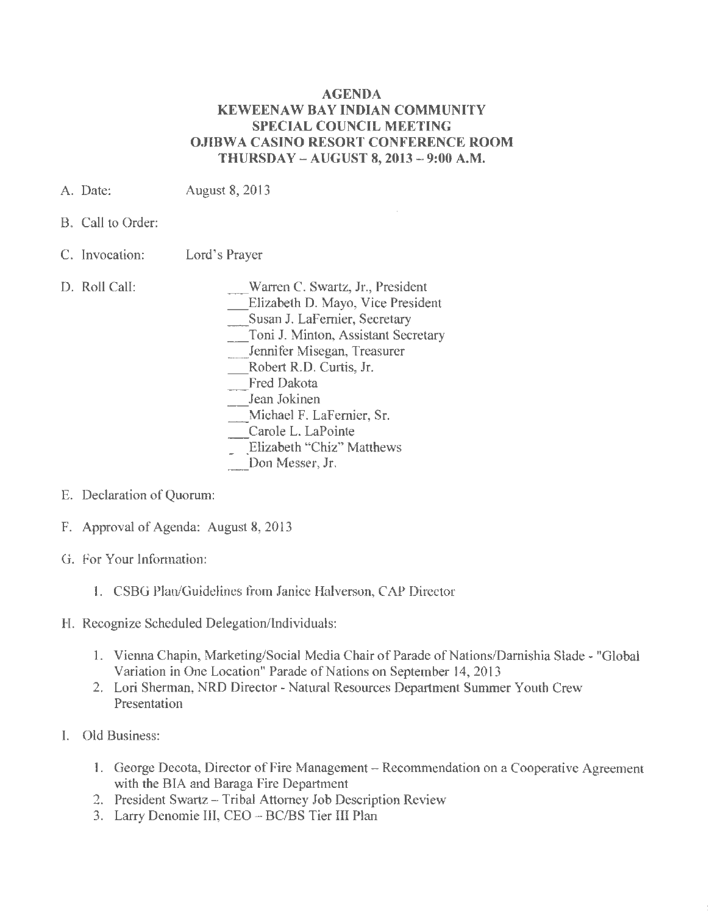# AGENDA
## KEWEENAW BAY INDIAN COMMUNITY
## SPECIAL COUNCIL MEETING
## OJIBWA CASINO RESORT CONFERENCE ROOM
## THURSDAY – AUGUST 8, 2013 – 9:00 A.M.

A. Date: August 8, 2013

B. Call to Order:

C. Invocation: Lord's Prayer

D. Roll Call:

- ___Warren C. Swartz, Jr., President
- ___Elizabeth D. Mayo, Vice President
- ___Susan J. LaFernier, Secretary
- ___Toni J. Minton, Assistant Secretary
- ___Jennifer Misegan, Treasurer
- ___Robert R.D. Curtis, Jr.
- ___Fred Dakota
- ___Jean Jokinen
- ___Michael F. LaFernier, Sr.
- ___Carole L. LaPointe
- ___Elizabeth "Chiz" Matthews
- ___Don Messer, Jr.

E. Declaration of Quorum:

F. Approval of Agenda: August 8, 2013

G. For Your Information:

1. CSBG Plan/Guidelines from Janice Halverson, CAP Director

H. Recognize Scheduled Delegation/Individuals:

1. Vienna Chapin, Marketing/Social Media Chair of Parade of Nations/Darnishia Slade - "Global Variation in One Location" Parade of Nations on September 14, 2013
2. Lori Sherman, NRD Director - Natural Resources Department Summer Youth Crew Presentation

I. Old Business:

1. George Decota, Director of Fire Management – Recommendation on a Cooperative Agreement with the BIA and Baraga Fire Department
2. President Swartz – Tribal Attorney Job Description Review
3. Larry Denomie III, CEO – BC/BS Tier III Plan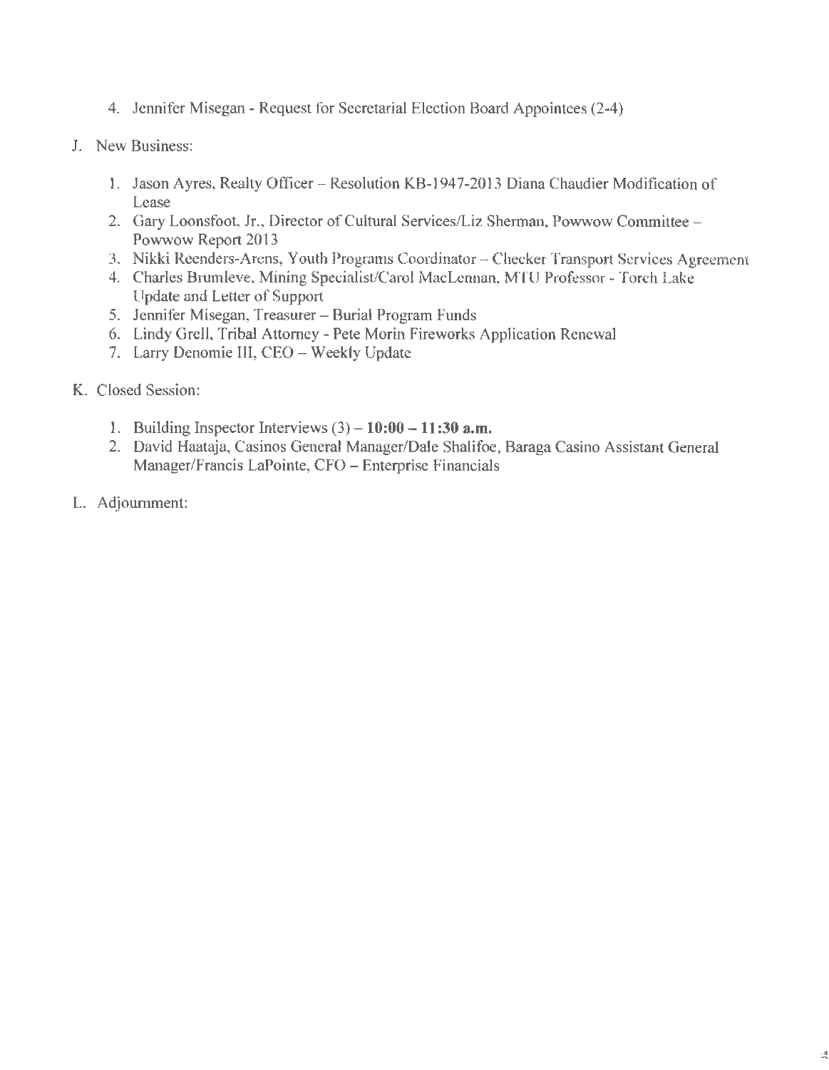4. Jennifer Misegan - Request for Secretarial Election Board Appointees (2-4)

J. New Business:

1. Jason Ayres, Realty Officer – Resolution KB-1947-2013 Diana Chaudier Modification of Lease
2. Gary Loonsfoot, Jr., Director of Cultural Services/Liz Sherman, Powwow Committee – Powwow Report 2013
3. Nikki Reenders-Arens, Youth Programs Coordinator – Checker Transport Services Agreement
4. Charles Brumleve, Mining Specialist/Carol MacLennan, MTU Professor - Torch Lake Update and Letter of Support
5. Jennifer Misegan, Treasurer – Burial Program Funds
6. Lindy Grell, Tribal Attorney - Pete Morin Fireworks Application Renewal
7. Larry Denomie III, CEO – Weekly Update

K. Closed Session:

1. Building Inspector Interviews (3) – **10:00 – 11:30 a.m.**
2. David Haataja, Casinos General Manager/Dale Shalifoe, Baraga Casino Assistant General Manager/Francis LaPointe, CFO – Enterprise Financials

L. Adjournment: